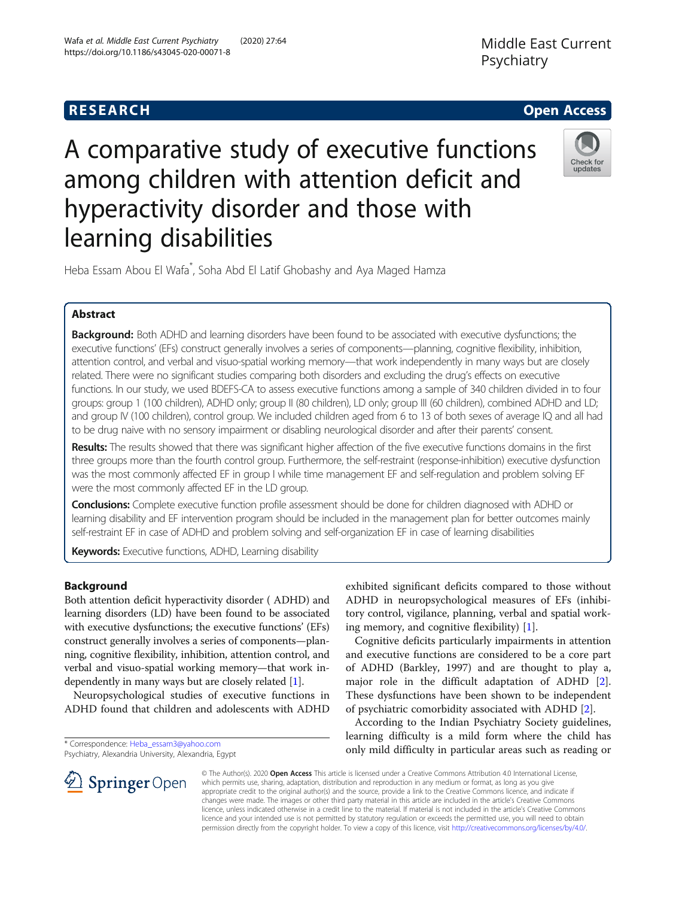**RESEARCH** **Open Access**

# A comparative study of executive functions among children with attention deficit and hyperactivity disorder and those with learning disabilities

Heba Essam Abou El Wafa*, Soha Abd El Latif Ghobashy and Aya Maged Hamza

## Abstract

**Background:** Both ADHD and learning disorders have been found to be associated with executive dysfunctions; the executive functions' (EFs) construct generally involves a series of components—planning, cognitive flexibility, inhibition, attention control, and verbal and visuo-spatial working memory—that work independently in many ways but are closely related. There were no significant studies comparing both disorders and excluding the drug's effects on executive functions. In our study, we used BDEFS-CA to assess executive functions among a sample of 340 children divided in to four groups: group 1 (100 children), ADHD only; group II (80 children), LD only; group III (60 children), combined ADHD and LD; and group IV (100 children), control group. We included children aged from 6 to 13 of both sexes of average IQ and all had to be drug naive with no sensory impairment or disabling neurological disorder and after their parents' consent.

**Results:** The results showed that there was significant higher affection of the five executive functions domains in the first three groups more than the fourth control group. Furthermore, the self-restraint (response-inhibition) executive dysfunction was the most commonly affected EF in group I while time management EF and self-regulation and problem solving EF were the most commonly affected EF in the LD group.

**Conclusions:** Complete executive function profile assessment should be done for children diagnosed with ADHD or learning disability and EF intervention program should be included in the management plan for better outcomes mainly self-restraint EF in case of ADHD and problem solving and self-organization EF in case of learning disabilities

**Keywords:** Executive functions, ADHD, Learning disability

## Background

Both attention deficit hyperactivity disorder ( ADHD) and learning disorders (LD) have been found to be associated with executive dysfunctions; the executive functions' (EFs) construct generally involves a series of components—planning, cognitive flexibility, inhibition, attention control, and verbal and visuo-spatial working memory—that work independently in many ways but are closely related [1].

Neuropsychological studies of executive functions in ADHD found that children and adolescents with ADHD exhibited significant deficits compared to those without ADHD in neuropsychological measures of EFs (inhibitory control, vigilance, planning, verbal and spatial working memory, and cognitive flexibility) [1].

Cognitive deficits particularly impairments in attention and executive functions are considered to be a core part of ADHD (Barkley, 1997) and are thought to play a, major role in the difficult adaptation of ADHD [2]. These dysfunctions have been shown to be independent of psychiatric comorbidity associated with ADHD [2].

According to the Indian Psychiatry Society guidelines, learning difficulty is a mild form where the child has only mild difficulty in particular areas such as reading or

* Correspondence: Heba_essam3@yahoo.com
Psychiatry, Alexandria University, Alexandria, Egypt

© The Author(s). 2020 **Open Access** This article is licensed under a Creative Commons Attribution 4.0 International License, which permits use, sharing, adaptation, distribution and reproduction in any medium or format, as long as you give appropriate credit to the original author(s) and the source, provide a link to the Creative Commons licence, and indicate if changes were made. The images or other third party material in this article are included in the article's Creative Commons licence, unless indicated otherwise in a credit line to the material. If material is not included in the article's Creative Commons licence and your intended use is not permitted by statutory regulation or exceeds the permitted use, you will need to obtain permission directly from the copyright holder. To view a copy of this licence, visit http://creativecommons.org/licenses/by/4.0/.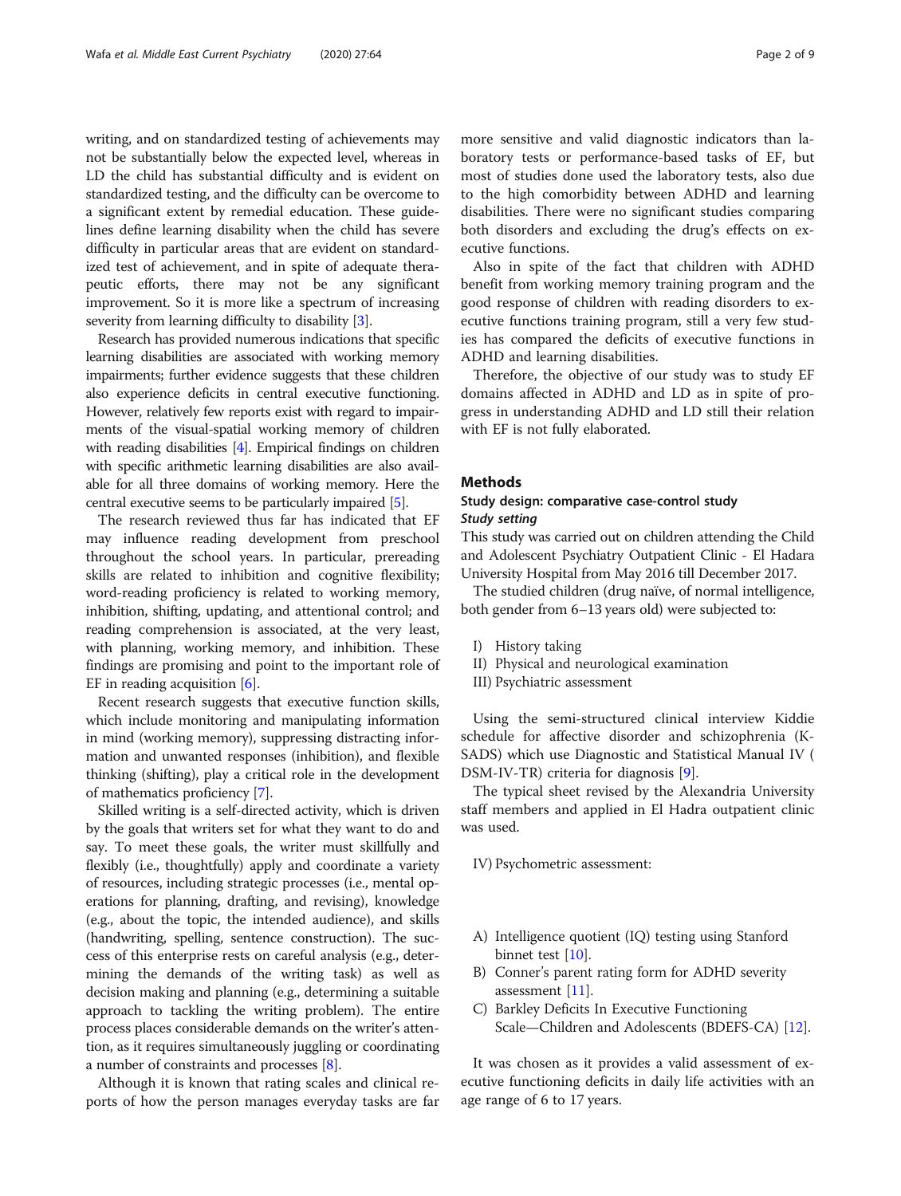writing, and on standardized testing of achievements may not be substantially below the expected level, whereas in LD the child has substantial difficulty and is evident on standardized testing, and the difficulty can be overcome to a significant extent by remedial education. These guidelines define learning disability when the child has severe difficulty in particular areas that are evident on standardized test of achievement, and in spite of adequate therapeutic efforts, there may not be any significant improvement. So it is more like a spectrum of increasing severity from learning difficulty to disability [3].

Research has provided numerous indications that specific learning disabilities are associated with working memory impairments; further evidence suggests that these children also experience deficits in central executive functioning. However, relatively few reports exist with regard to impairments of the visual-spatial working memory of children with reading disabilities [4]. Empirical findings on children with specific arithmetic learning disabilities are also available for all three domains of working memory. Here the central executive seems to be particularly impaired [5].

The research reviewed thus far has indicated that EF may influence reading development from preschool throughout the school years. In particular, prereading skills are related to inhibition and cognitive flexibility; word-reading proficiency is related to working memory, inhibition, shifting, updating, and attentional control; and reading comprehension is associated, at the very least, with planning, working memory, and inhibition. These findings are promising and point to the important role of EF in reading acquisition [6].

Recent research suggests that executive function skills, which include monitoring and manipulating information in mind (working memory), suppressing distracting information and unwanted responses (inhibition), and flexible thinking (shifting), play a critical role in the development of mathematics proficiency [7].

Skilled writing is a self-directed activity, which is driven by the goals that writers set for what they want to do and say. To meet these goals, the writer must skillfully and flexibly (i.e., thoughtfully) apply and coordinate a variety of resources, including strategic processes (i.e., mental operations for planning, drafting, and revising), knowledge (e.g., about the topic, the intended audience), and skills (handwriting, spelling, sentence construction). The success of this enterprise rests on careful analysis (e.g., determining the demands of the writing task) as well as decision making and planning (e.g., determining a suitable approach to tackling the writing problem). The entire process places considerable demands on the writer's attention, as it requires simultaneously juggling or coordinating a number of constraints and processes [8].

Although it is known that rating scales and clinical reports of how the person manages everyday tasks are far more sensitive and valid diagnostic indicators than laboratory tests or performance-based tasks of EF, but most of studies done used the laboratory tests, also due to the high comorbidity between ADHD and learning disabilities. There were no significant studies comparing both disorders and excluding the drug's effects on executive functions.

Also in spite of the fact that children with ADHD benefit from working memory training program and the good response of children with reading disorders to executive functions training program, still a very few studies has compared the deficits of executive functions in ADHD and learning disabilities.

Therefore, the objective of our study was to study EF domains affected in ADHD and LD as in spite of progress in understanding ADHD and LD still their relation with EF is not fully elaborated.

## Methods

### Study design: comparative case-control study

#### *Study setting*

This study was carried out on children attending the Child and Adolescent Psychiatry Outpatient Clinic - El Hadara University Hospital from May 2016 till December 2017.

The studied children (drug naïve, of normal intelligence, both gender from 6–13 years old) were subjected to:

I) History taking
II) Physical and neurological examination
III) Psychiatric assessment

Using the semi-structured clinical interview Kiddie schedule for affective disorder and schizophrenia (K-SADS) which use Diagnostic and Statistical Manual IV ( DSM-IV-TR) criteria for diagnosis [9].

The typical sheet revised by the Alexandria University staff members and applied in El Hadra outpatient clinic was used.

IV) Psychometric assessment:

A) Intelligence quotient (IQ) testing using Stanford binnet test [10].
B) Conner's parent rating form for ADHD severity assessment [11].
C) Barkley Deficits In Executive Functioning Scale—Children and Adolescents (BDEFS-CA) [12].

It was chosen as it provides a valid assessment of executive functioning deficits in daily life activities with an age range of 6 to 17 years.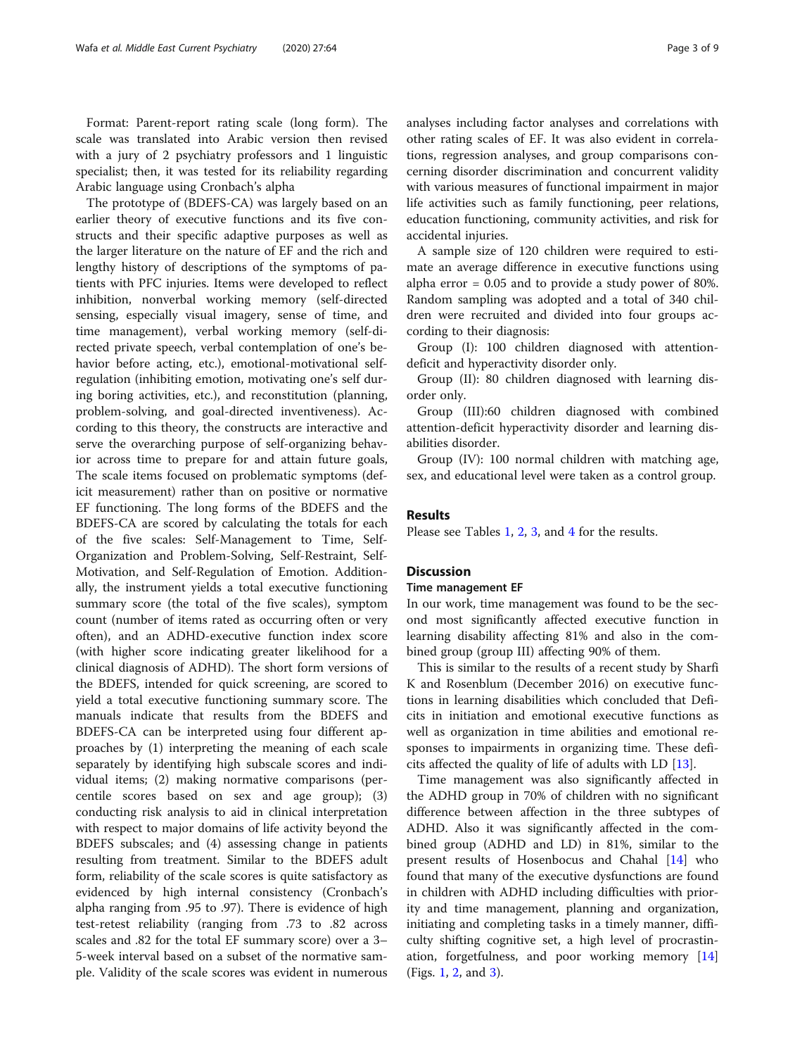Format: Parent-report rating scale (long form). The scale was translated into Arabic version then revised with a jury of 2 psychiatry professors and 1 linguistic specialist; then, it was tested for its reliability regarding Arabic language using Cronbach's alpha

The prototype of (BDEFS-CA) was largely based on an earlier theory of executive functions and its five constructs and their specific adaptive purposes as well as the larger literature on the nature of EF and the rich and lengthy history of descriptions of the symptoms of patients with PFC injuries. Items were developed to reflect inhibition, nonverbal working memory (self-directed sensing, especially visual imagery, sense of time, and time management), verbal working memory (self-directed private speech, verbal contemplation of one's behavior before acting, etc.), emotional-motivational self-regulation (inhibiting emotion, motivating one's self during boring activities, etc.), and reconstitution (planning, problem-solving, and goal-directed inventiveness). According to this theory, the constructs are interactive and serve the overarching purpose of self-organizing behavior across time to prepare for and attain future goals, The scale items focused on problematic symptoms (deficit measurement) rather than on positive or normative EF functioning. The long forms of the BDEFS and the BDEFS-CA are scored by calculating the totals for each of the five scales: Self-Management to Time, Self-Organization and Problem-Solving, Self-Restraint, Self-Motivation, and Self-Regulation of Emotion. Additionally, the instrument yields a total executive functioning summary score (the total of the five scales), symptom count (number of items rated as occurring often or very often), and an ADHD-executive function index score (with higher score indicating greater likelihood for a clinical diagnosis of ADHD). The short form versions of the BDEFS, intended for quick screening, are scored to yield a total executive functioning summary score. The manuals indicate that results from the BDEFS and BDEFS-CA can be interpreted using four different approaches by (1) interpreting the meaning of each scale separately by identifying high subscale scores and individual items; (2) making normative comparisons (percentile scores based on sex and age group); (3) conducting risk analysis to aid in clinical interpretation with respect to major domains of life activity beyond the BDEFS subscales; and (4) assessing change in patients resulting from treatment. Similar to the BDEFS adult form, reliability of the scale scores is quite satisfactory as evidenced by high internal consistency (Cronbach's alpha ranging from .95 to .97). There is evidence of high test-retest reliability (ranging from .73 to .82 across scales and .82 for the total EF summary score) over a 3–5-week interval based on a subset of the normative sample. Validity of the scale scores was evident in numerous analyses including factor analyses and correlations with other rating scales of EF. It was also evident in correlations, regression analyses, and group comparisons concerning disorder discrimination and concurrent validity with various measures of functional impairment in major life activities such as family functioning, peer relations, education functioning, community activities, and risk for accidental injuries.

A sample size of 120 children were required to estimate an average difference in executive functions using alpha error = 0.05 and to provide a study power of 80%. Random sampling was adopted and a total of 340 children were recruited and divided into four groups according to their diagnosis:

Group (I): 100 children diagnosed with attention-deficit and hyperactivity disorder only.

Group (II): 80 children diagnosed with learning disorder only.

Group (III):60 children diagnosed with combined attention-deficit hyperactivity disorder and learning disabilities disorder.

Group (IV): 100 normal children with matching age, sex, and educational level were taken as a control group.

## Results

Please see Tables 1, 2, 3, and 4 for the results.

## Discussion

### Time management EF

In our work, time management was found to be the second most significantly affected executive function in learning disability affecting 81% and also in the combined group (group III) affecting 90% of them.

This is similar to the results of a recent study by Sharfi K and Rosenblum (December 2016) on executive functions in learning disabilities which concluded that Deficits in initiation and emotional executive functions as well as organization in time abilities and emotional responses to impairments in organizing time. These deficits affected the quality of life of adults with LD [13].

Time management was also significantly affected in the ADHD group in 70% of children with no significant difference between affection in the three subtypes of ADHD. Also it was significantly affected in the combined group (ADHD and LD) in 81%, similar to the present results of Hosenbocus and Chahal [14] who found that many of the executive dysfunctions are found in children with ADHD including difficulties with priority and time management, planning and organization, initiating and completing tasks in a timely manner, difficulty shifting cognitive set, a high level of procrastination, forgetfulness, and poor working memory [14] (Figs. 1, 2, and 3).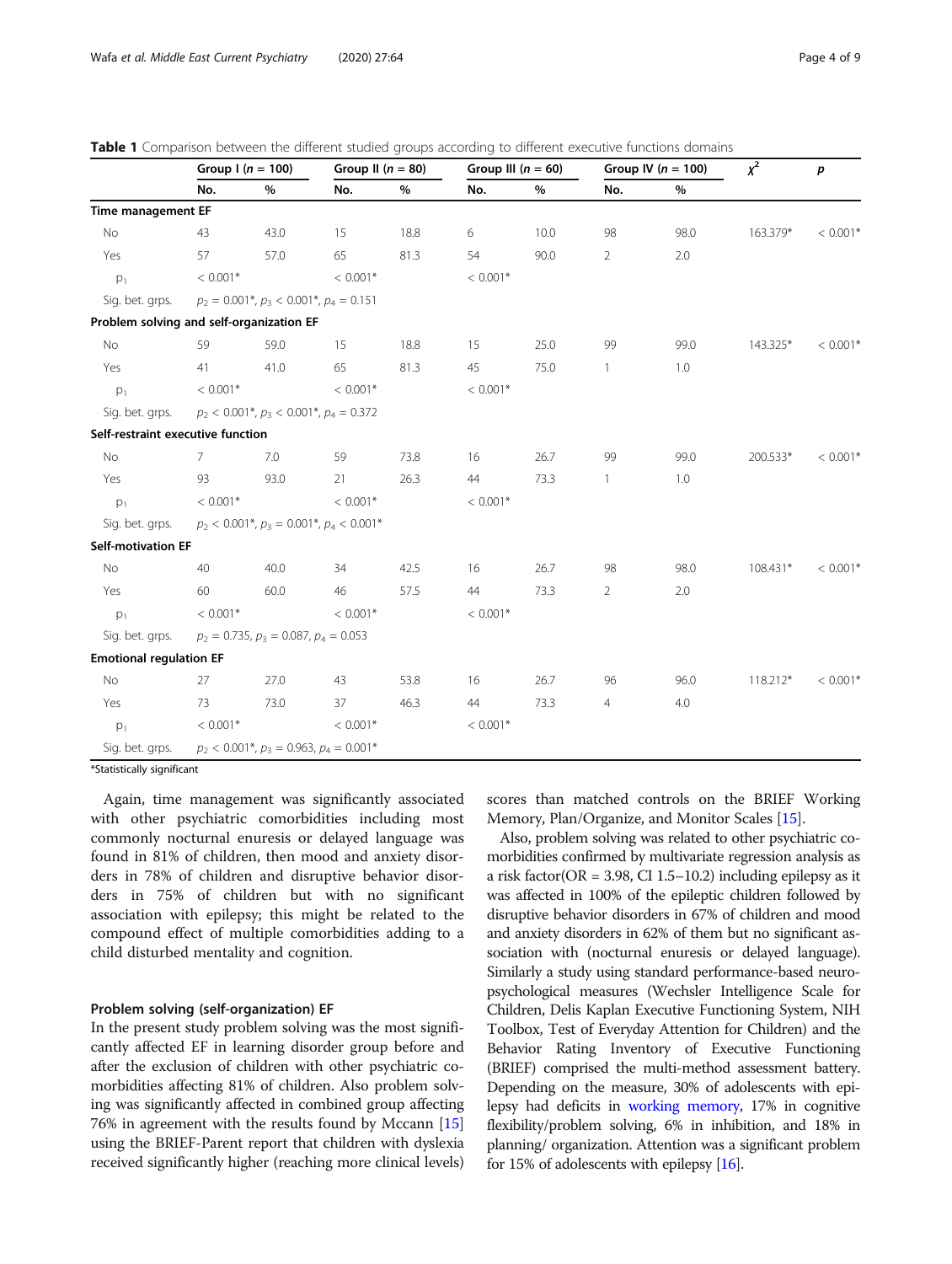**Table 1** Comparison between the different studied groups according to different executive functions domains

| | Group I ($n$ = 100) | | Group II ($n$ = 80) | | Group III ($n$ = 60) | | Group IV ($n$ = 100) | | $\chi^2$ | $p$ |
|---|---|---|---|---|---|---|---|---|---|---|
| | No. | % | No. | % | No. | % | No. | % | | |
| **Time management EF** | | | | | | | | | | |
| No | 43 | 43.0 | 15 | 18.8 | 6 | 10.0 | 98 | 98.0 | 163.379* | < 0.001* |
| Yes | 57 | 57.0 | 65 | 81.3 | 54 | 90.0 | 2 | 2.0 | | |
| $p_1$ | < 0.001* | | < 0.001* | | < 0.001* | | | | | |
| Sig. bet. grps. | $p_2$ = 0.001*, $p_3$ < 0.001*, $p_4$ = 0.151 | | | | | | | | | |
| **Problem solving and self-organization EF** | | | | | | | | | | |
| No | 59 | 59.0 | 15 | 18.8 | 15 | 25.0 | 99 | 99.0 | 143.325* | < 0.001* |
| Yes | 41 | 41.0 | 65 | 81.3 | 45 | 75.0 | 1 | 1.0 | | |
| $p_1$ | < 0.001* | | < 0.001* | | < 0.001* | | | | | |
| Sig. bet. grps. | $p_2$ < 0.001*, $p_3$ < 0.001*, $p_4$ = 0.372 | | | | | | | | | |
| **Self-restraint executive function** | | | | | | | | | | |
| No | 7 | 7.0 | 59 | 73.8 | 16 | 26.7 | 99 | 99.0 | 200.533* | < 0.001* |
| Yes | 93 | 93.0 | 21 | 26.3 | 44 | 73.3 | 1 | 1.0 | | |
| $p_1$ | < 0.001* | | < 0.001* | | < 0.001* | | | | | |
| Sig. bet. grps. | $p_2$ < 0.001*, $p_3$ = 0.001*, $p_4$ < 0.001* | | | | | | | | | |
| **Self-motivation EF** | | | | | | | | | | |
| No | 40 | 40.0 | 34 | 42.5 | 16 | 26.7 | 98 | 98.0 | 108.431* | < 0.001* |
| Yes | 60 | 60.0 | 46 | 57.5 | 44 | 73.3 | 2 | 2.0 | | |
| $p_1$ | < 0.001* | | < 0.001* | | < 0.001* | | | | | |
| Sig. bet. grps. | $p_2$ = 0.735, $p_3$ = 0.087, $p_4$ = 0.053 | | | | | | | | | |
| **Emotional regulation EF** | | | | | | | | | | |
| No | 27 | 27.0 | 43 | 53.8 | 16 | 26.7 | 96 | 96.0 | 118.212* | < 0.001* |
| Yes | 73 | 73.0 | 37 | 46.3 | 44 | 73.3 | 4 | 4.0 | | |
| $p_1$ | < 0.001* | | < 0.001* | | < 0.001* | | | | | |
| Sig. bet. grps. | $p_2$ < 0.001*, $p_3$ = 0.963, $p_4$ = 0.001* | | | | | | | | | |

*Statistically significant

Again, time management was significantly associated with other psychiatric comorbidities including most commonly nocturnal enuresis or delayed language was found in 81% of children, then mood and anxiety disorders in 78% of children and disruptive behavior disorders in 75% of children but with no significant association with epilepsy; this might be related to the compound effect of multiple comorbidities adding to a child disturbed mentality and cognition.

### Problem solving (self-organization) EF

In the present study problem solving was the most significantly affected EF in learning disorder group before and after the exclusion of children with other psychiatric comorbidities affecting 81% of children. Also problem solving was significantly affected in combined group affecting 76% in agreement with the results found by Mccann [15] using the BRIEF-Parent report that children with dyslexia received significantly higher (reaching more clinical levels) scores than matched controls on the BRIEF Working Memory, Plan/Organize, and Monitor Scales [15].

Also, problem solving was related to other psychiatric comorbidities confirmed by multivariate regression analysis as a risk factor(OR = 3.98, CI 1.5–10.2) including epilepsy as it was affected in 100% of the epileptic children followed by disruptive behavior disorders in 67% of children and mood and anxiety disorders in 62% of them but no significant association with (nocturnal enuresis or delayed language). Similarly a study using standard performance-based neuropsychological measures (Wechsler Intelligence Scale for Children, Delis Kaplan Executive Functioning System, NIH Toolbox, Test of Everyday Attention for Children) and the Behavior Rating Inventory of Executive Functioning (BRIEF) comprised the multi-method assessment battery. Depending on the measure, 30% of adolescents with epilepsy had deficits in working memory, 17% in cognitive flexibility/problem solving, 6% in inhibition, and 18% in planning/ organization. Attention was a significant problem for 15% of adolescents with epilepsy [16].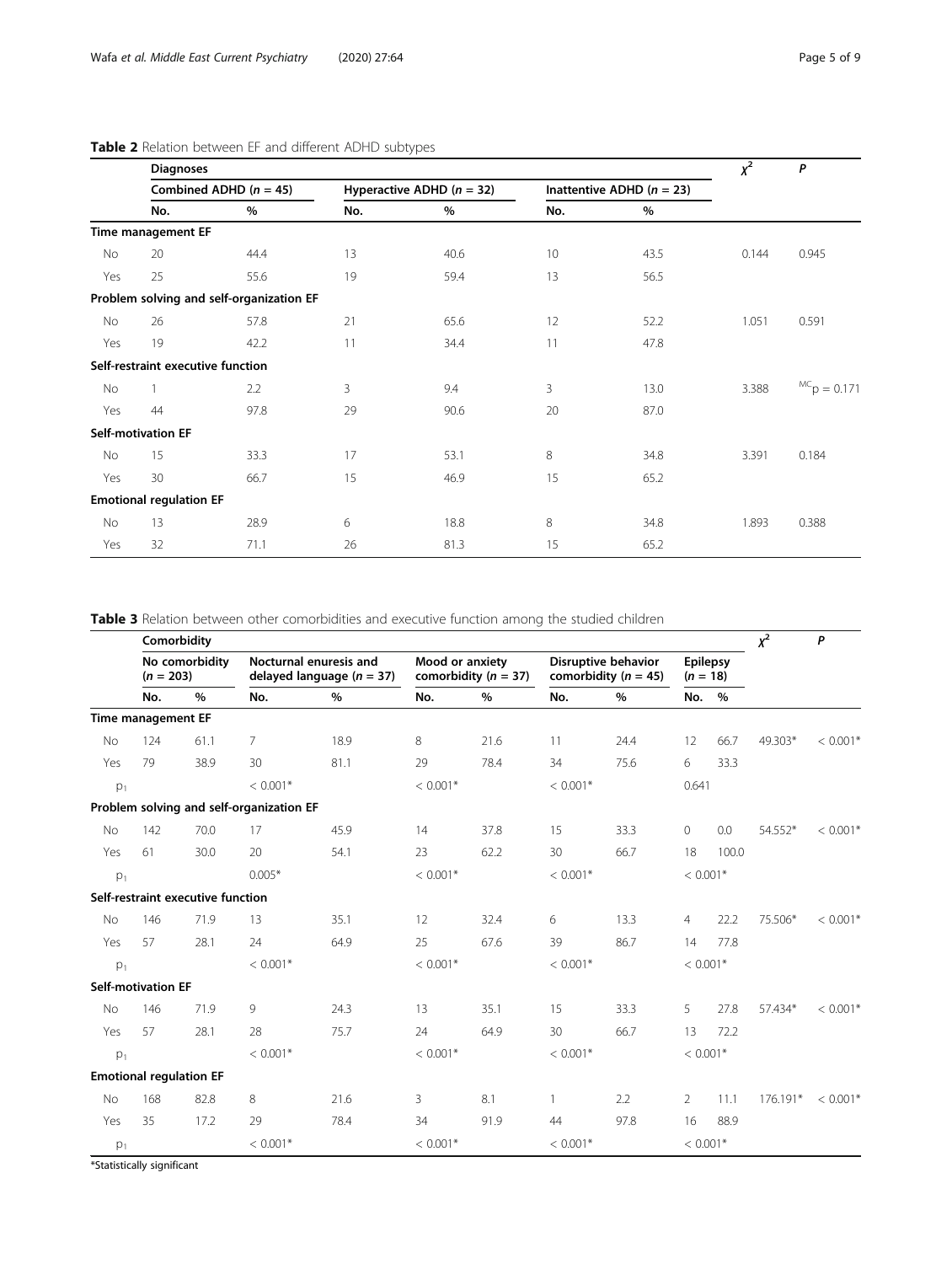**Table 2** Relation between EF and different ADHD subtypes

| | Diagnoses | | | | | | $\chi^2$ | $P$ |
|---|---|---|---|---|---|---|---|---|
| | Combined ADHD ($n$ = 45) | | Hyperactive ADHD ($n$ = 32) | | Inattentive ADHD ($n$ = 23) | | | |
| | No. | % | No. | % | No. | % | | |
| **Time management EF** | | | | | | | | |
| No | 20 | 44.4 | 13 | 40.6 | 10 | 43.5 | 0.144 | 0.945 |
| Yes | 25 | 55.6 | 19 | 59.4 | 13 | 56.5 | | |
| **Problem solving and self-organization EF** | | | | | | | | |
| No | 26 | 57.8 | 21 | 65.6 | 12 | 52.2 | 1.051 | 0.591 |
| Yes | 19 | 42.2 | 11 | 34.4 | 11 | 47.8 | | |
| **Self-restraint executive function** | | | | | | | | |
| No | 1 | 2.2 | 3 | 9.4 | 3 | 13.0 | 3.388 | $^{MC}p = 0.171$ |
| Yes | 44 | 97.8 | 29 | 90.6 | 20 | 87.0 | | |
| **Self-motivation EF** | | | | | | | | |
| No | 15 | 33.3 | 17 | 53.1 | 8 | 34.8 | 3.391 | 0.184 |
| Yes | 30 | 66.7 | 15 | 46.9 | 15 | 65.2 | | |
| **Emotional regulation EF** | | | | | | | | |
| No | 13 | 28.9 | 6 | 18.8 | 8 | 34.8 | 1.893 | 0.388 |
| Yes | 32 | 71.1 | 26 | 81.3 | 15 | 65.2 | | |

**Table 3** Relation between other comorbidities and executive function among the studied children

| | Comorbidity | | | | | | | | | | $\chi^2$ | $P$ |
|---|---|---|---|---|---|---|---|---|---|---|---|---|
| | No comorbidity ($n$ = 203) | | Nocturnal enuresis and delayed language ($n$ = 37) | | Mood or anxiety comorbidity ($n$ = 37) | | Disruptive behavior comorbidity ($n$ = 45) | | Epilepsy ($n$ = 18) | | | |
| | No. | % | No. | % | No. | % | No. | % | No. | % | | |
| **Time management EF** | | | | | | | | | | | | |
| No | 124 | 61.1 | 7 | 18.9 | 8 | 21.6 | 11 | 24.4 | 12 | 66.7 | 49.303* | < 0.001* |
| Yes | 79 | 38.9 | 30 | 81.1 | 29 | 78.4 | 34 | 75.6 | 6 | 33.3 | | |
| $p_1$ | | | < 0.001* | | < 0.001* | | < 0.001* | | 0.641 | | | |
| **Problem solving and self-organization EF** | | | | | | | | | | | | |
| No | 142 | 70.0 | 17 | 45.9 | 14 | 37.8 | 15 | 33.3 | 0 | 0.0 | 54.552* | < 0.001* |
| Yes | 61 | 30.0 | 20 | 54.1 | 23 | 62.2 | 30 | 66.7 | 18 | 100.0 | | |
| $p_1$ | | | 0.005* | | < 0.001* | | < 0.001* | | < 0.001* | | | |
| **Self-restraint executive function** | | | | | | | | | | | | |
| No | 146 | 71.9 | 13 | 35.1 | 12 | 32.4 | 6 | 13.3 | 4 | 22.2 | 75.506* | < 0.001* |
| Yes | 57 | 28.1 | 24 | 64.9 | 25 | 67.6 | 39 | 86.7 | 14 | 77.8 | | |
| $p_1$ | | | < 0.001* | | < 0.001* | | < 0.001* | | < 0.001* | | | |
| **Self-motivation EF** | | | | | | | | | | | | |
| No | 146 | 71.9 | 9 | 24.3 | 13 | 35.1 | 15 | 33.3 | 5 | 27.8 | 57.434* | < 0.001* |
| Yes | 57 | 28.1 | 28 | 75.7 | 24 | 64.9 | 30 | 66.7 | 13 | 72.2 | | |
| $p_1$ | | | < 0.001* | | < 0.001* | | < 0.001* | | < 0.001* | | | |
| **Emotional regulation EF** | | | | | | | | | | | | |
| No | 168 | 82.8 | 8 | 21.6 | 3 | 8.1 | 1 | 2.2 | 2 | 11.1 | 176.191* | < 0.001* |
| Yes | 35 | 17.2 | 29 | 78.4 | 34 | 91.9 | 44 | 97.8 | 16 | 88.9 | | |
| $p_1$ | | | < 0.001* | | < 0.001* | | < 0.001* | | < 0.001* | | | |

*Statistically significant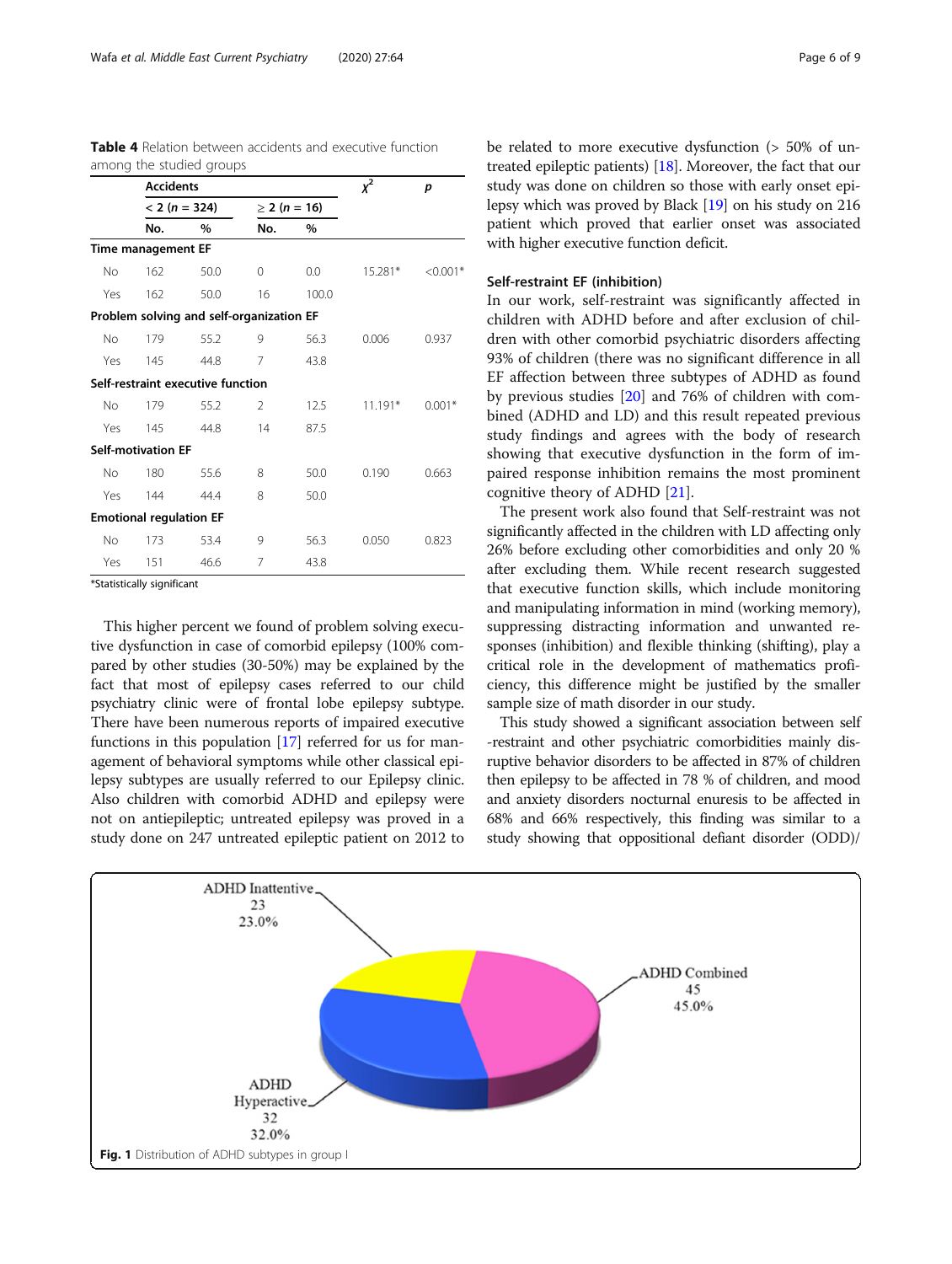**Table 4** Relation between accidents and executive function among the studied groups

| | Accidents | | | | $\chi^2$ | *p* |
|---|---|---|---|---|---|---|
| | < 2 (*n* = 324) | | ≥ 2 (*n* = 16) | | | |
| | No. | % | No. | % | | |
| **Time management EF** | | | | | | |
| No | 162 | 50.0 | 0 | 0.0 | 15.281* | <0.001* |
| Yes | 162 | 50.0 | 16 | 100.0 | | |
| **Problem solving and self-organization EF** | | | | | | |
| No | 179 | 55.2 | 9 | 56.3 | 0.006 | 0.937 |
| Yes | 145 | 44.8 | 7 | 43.8 | | |
| **Self-restraint executive function** | | | | | | |
| No | 179 | 55.2 | 2 | 12.5 | 11.191* | 0.001* |
| Yes | 145 | 44.8 | 14 | 87.5 | | |
| **Self-motivation EF** | | | | | | |
| No | 180 | 55.6 | 8 | 50.0 | 0.190 | 0.663 |
| Yes | 144 | 44.4 | 8 | 50.0 | | |
| **Emotional regulation EF** | | | | | | |
| No | 173 | 53.4 | 9 | 56.3 | 0.050 | 0.823 |
| Yes | 151 | 46.6 | 7 | 43.8 | | |

*Statistically significant

This higher percent we found of problem solving executive dysfunction in case of comorbid epilepsy (100% compared by other studies (30-50%) may be explained by the fact that most of epilepsy cases referred to our child psychiatry clinic were of frontal lobe epilepsy subtype. There have been numerous reports of impaired executive functions in this population [17] referred for us for management of behavioral symptoms while other classical epilepsy subtypes are usually referred to our Epilepsy clinic. Also children with comorbid ADHD and epilepsy were not on antiepileptic; untreated epilepsy was proved in a study done on 247 untreated epileptic patient on 2012 to be related to more executive dysfunction (> 50% of untreated epileptic patients) [18]. Moreover, the fact that our study was done on children so those with early onset epilepsy which was proved by Black [19] on his study on 216 patient which proved that earlier onset was associated with higher executive function deficit.

### Self-restraint EF (inhibition)

In our work, self-restraint was significantly affected in children with ADHD before and after exclusion of children with other comorbid psychiatric disorders affecting 93% of children (there was no significant difference in all EF affection between three subtypes of ADHD as found by previous studies [20] and 76% of children with combined (ADHD and LD) and this result repeated previous study findings and agrees with the body of research showing that executive dysfunction in the form of impaired response inhibition remains the most prominent cognitive theory of ADHD [21].

The present work also found that Self-restraint was not significantly affected in the children with LD affecting only 26% before excluding other comorbidities and only 20 % after excluding them. While recent research suggested that executive function skills, which include monitoring and manipulating information in mind (working memory), suppressing distracting information and unwanted responses (inhibition) and flexible thinking (shifting), play a critical role in the development of mathematics proficiency, this difference might be justified by the smaller sample size of math disorder in our study.

This study showed a significant association between self -restraint and other psychiatric comorbidities mainly disruptive behavior disorders to be affected in 87% of children then epilepsy to be affected in 78 % of children, and mood and anxiety disorders nocturnal enuresis to be affected in 68% and 66% respectively, this finding was similar to a study showing that oppositional defiant disorder (ODD)/

**Fig. 1** Distribution of ADHD subtypes in group I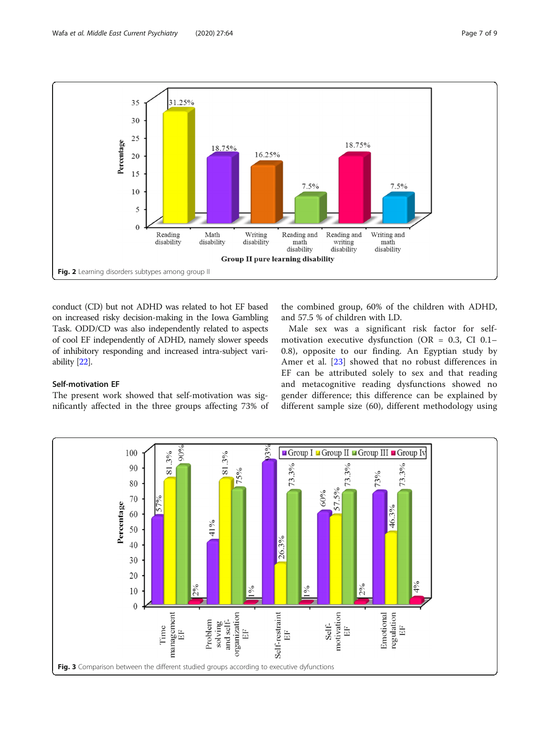Fig. 2 Learning disorders subtypes among group II

conduct (CD) but not ADHD was related to hot EF based on increased risky decision-making in the Iowa Gambling Task. ODD/CD was also independently related to aspects of cool EF independently of ADHD, namely slower speeds of inhibitory responding and increased intra-subject variability [22].

## Self-motivation EF

The present work showed that self-motivation was significantly affected in the three groups affecting 73% of the combined group, 60% of the children with ADHD, and 57.5 % of children with LD.

Male sex was a significant risk factor for self-motivation executive dysfunction (OR = 0.3, CI 0.1–0.8), opposite to our finding. An Egyptian study by Amer et al. [23] showed that no robust differences in EF can be attributed solely to sex and that reading and metacognitive reading dysfunctions showed no gender difference; this difference can be explained by different sample size (60), different methodology using

Fig. 3 Comparison between the different studied groups according to executive dyfunctions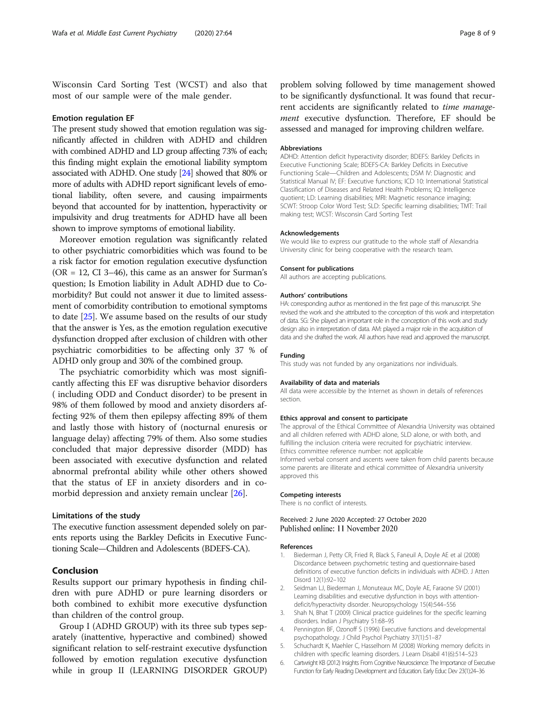Wisconsin Card Sorting Test (WCST) and also that most of our sample were of the male gender.

### Emotion regulation EF

The present study showed that emotion regulation was significantly affected in children with ADHD and children with combined ADHD and LD group affecting 73% of each; this finding might explain the emotional liability symptom associated with ADHD. One study [24] showed that 80% or more of adults with ADHD report significant levels of emotional liability, often severe, and causing impairments beyond that accounted for by inattention, hyperactivity or impulsivity and drug treatments for ADHD have all been shown to improve symptoms of emotional liability.

Moreover emotion regulation was significantly related to other psychiatric comorbidities which was found to be a risk factor for emotion regulation executive dysfunction (OR = 12, CI 3–46), this came as an answer for Surman's question; Is Emotion liability in Adult ADHD due to Comorbidity? But could not answer it due to limited assessment of comorbidity contribution to emotional symptoms to date [25]. We assume based on the results of our study that the answer is Yes, as the emotion regulation executive dysfunction dropped after exclusion of children with other psychiatric comorbidities to be affecting only 37 % of ADHD only group and 30% of the combined group.

The psychiatric comorbidity which was most significantly affecting this EF was disruptive behavior disorders ( including ODD and Conduct disorder) to be present in 98% of them followed by mood and anxiety disorders affecting 92% of them then epilepsy affecting 89% of them and lastly those with history of (nocturnal enuresis or language delay) affecting 79% of them. Also some studies concluded that major depressive disorder (MDD) has been associated with executive dysfunction and related abnormal prefrontal ability while other others showed that the status of EF in anxiety disorders and in comorbid depression and anxiety remain unclear [26].

### Limitations of the study

The executive function assessment depended solely on parents reports using the Barkley Deficits in Executive Functioning Scale—Children and Adolescents (BDEFS-CA).

## Conclusion

Results support our primary hypothesis in finding children with pure ADHD or pure learning disorders or both combined to exhibit more executive dysfunction than children of the control group.

Group I (ADHD GROUP) with its three sub types separately (inattentive, hyperactive and combined) showed significant relation to self-restraint executive dysfunction followed by emotion regulation executive dysfunction while in group II (LEARNING DISORDER GROUP) problem solving followed by time management showed to be significantly dysfunctional. It was found that recurrent accidents are significantly related to *time management* executive dysfunction. Therefore, EF should be assessed and managed for improving children welfare.

#### Abbreviations

ADHD: Attention deficit hyperactivity disorder; BDEFS: Barkley Deficits in Executive Functioning Scale; BDEFS-CA: Barkley Deficits in Executive Functioning Scale—Children and Adolescents; DSM IV: Diagnostic and Statistical Manual IV; EF: Executive functions; ICD 10: International Statistical Classification of Diseases and Related Health Problems; IQ: Intelligence quotient; LD: Learning disabilities; MRI: Magnetic resonance imaging; SCWT: Stroop Color Word Test; SLD: Specific learning disabilities; TMT: Trail making test; WCST: Wisconsin Card Sorting Test

#### Acknowledgements

We would like to express our gratitude to the whole staff of Alexandria University clinic for being cooperative with the research team.

#### Consent for publications

All authors are accepting publications.

#### Authors' contributions

HA: corresponding author as mentioned in the first page of this manuscript. She revised the work and she attributed to the conception of this work and interpretation of data. SG: She played an important role in the conception of this work and study design also in interpretation of data. AM: played a major role in the acquisition of data and she drafted the work. All authors have read and approved the manuscript.

#### Funding

This study was not funded by any organizations nor individuals.

#### Availability of data and materials

All data were accessible by the Internet as shown in details of references section.

#### Ethics approval and consent to participate

The approval of the Ethical Committee of Alexandria University was obtained and all children referred with ADHD alone, SLD alone, or with both, and fulfilling the inclusion criteria were recruited for psychiatric interview.
Ethics committee reference number: not applicable
Informed verbal consent and ascents were taken from child parents because some parents are illiterate and ethical committee of Alexandria university approved this

#### Competing interests

There is no conflict of interests.

Received: 2 June 2020 Accepted: 27 October 2020
Published online: 11 November 2020

#### References

1. Biederman J, Petty CR, Fried R, Black S, Faneuil A, Doyle AE et al (2008) Discordance between psychometric testing and questionnaire-based definitions of executive function deficits in individuals with ADHD. J Atten Disord 12(1):92–102
2. Seidman LJ, Biederman J, Monuteaux MC, Doyle AE, Faraone SV (2001) Learning disabilities and executive dysfunction in boys with attention-deficit/hyperactivity disorder. Neuropsychology 15(4):544–556
3. Shah N, Bhat T (2009) Clinical practice guidelines for the specific learning disorders. Indian J Psychiatry 51:68–95
4. Pennington BF, Ozonoff S (1996) Executive functions and developmental psychopathology. J Child Psychol Psychiatry 37(1):51–87
5. Schuchardt K, Maehler C, Hasselhorn M (2008) Working memory deficits in children with specific learning disorders. J Learn Disabil 41(6):514–523
6. Cartwright KB (2012) Insights From Cognitive Neuroscience: The Importance of Executive Function for Early Reading Development and Education. Early Educ Dev 23(1):24–36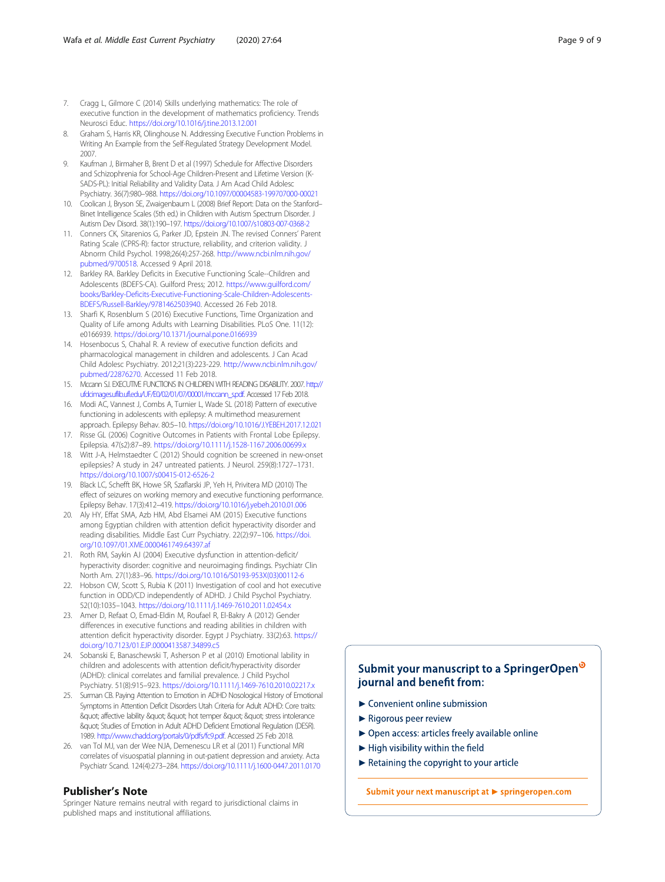7. Cragg L, Gilmore C (2014) Skills underlying mathematics: The role of executive function in the development of mathematics proficiency. Trends Neurosci Educ. https://doi.org/10.1016/j.tine.2013.12.001
8. Graham S, Harris KR, Olinghouse N. Addressing Executive Function Problems in Writing An Example from the Self-Regulated Strategy Development Model. 2007.
9. Kaufman J, Birmaher B, Brent D et al (1997) Schedule for Affective Disorders and Schizophrenia for School-Age Children-Present and Lifetime Version (K-SADS-PL): Initial Reliability and Validity Data. J Am Acad Child Adolesc Psychiatry. 36(7):980–988. https://doi.org/10.1097/00004583-199707000-00021
10. Coolican J, Bryson SE, Zwaigenbaum L (2008) Brief Report: Data on the Stanford–Binet Intelligence Scales (5th ed.) in Children with Autism Spectrum Disorder. J Autism Dev Disord. 38(1):190–197. https://doi.org/10.1007/s10803-007-0368-2
11. Conners CK, Sitarenios G, Parker JD, Epstein JN. The revised Conners' Parent Rating Scale (CPRS-R): factor structure, reliability, and criterion validity. J Abnorm Child Psychol. 1998;26(4):257-268. http://www.ncbi.nlm.nih.gov/pubmed/9700518. Accessed 9 April 2018.
12. Barkley RA. Barkley Deficits in Executive Functioning Scale--Children and Adolescents (BDEFS-CA). Guilford Press; 2012. https://www.guilford.com/books/Barkley-Deficits-Executive-Functioning-Scale-Children-Adolescents-BDEFS/Russell-Barkley/9781462503940. Accessed 26 Feb 2018.
13. Sharfi K, Rosenblum S (2016) Executive Functions, Time Organization and Quality of Life among Adults with Learning Disabilities. PLoS One. 11(12): e0166939. https://doi.org/10.1371/journal.pone.0166939
14. Hosenbocus S, Chahal R. A review of executive function deficits and pharmacological management in children and adolescents. J Can Acad Child Adolesc Psychiatry. 2012;21(3):223-229. http://www.ncbi.nlm.nih.gov/pubmed/22876270. Accessed 11 Feb 2018.
15. Mccann SJ. EXECUTIVE FUNCTIONS IN CHILDREN WITH READING DISABILITY. 2007. http://ufdcimages.uflib.ufl.edu/UF/E0/02/01/07/00001/mccann_s.pdf. Accessed 17 Feb 2018.
16. Modi AC, Vannest J, Combs A, Turnier L, Wade SL (2018) Pattern of executive functioning in adolescents with epilepsy: A multimethod measurement approach. Epilepsy Behav. 80:5–10. https://doi.org/10.1016/J.YEBEH.2017.12.021
17. Risse GL (2006) Cognitive Outcomes in Patients with Frontal Lobe Epilepsy. Epilepsia. 47(s2):87–89. https://doi.org/10.1111/j.1528-1167.2006.00699.x
18. Witt J-A, Helmstaedter C (2012) Should cognition be screened in new-onset epilepsies? A study in 247 untreated patients. J Neurol. 259(8):1727–1731. https://doi.org/10.1007/s00415-012-6526-2
19. Black LC, Schefft BK, Howe SR, Szaflarski JP, Yeh H, Privitera MD (2010) The effect of seizures on working memory and executive functioning performance. Epilepsy Behav. 17(3):412–419. https://doi.org/10.1016/j.yebeh.2010.01.006
20. Aly HY, Effat SMA, Azb HM, Abd Elsamei AM (2015) Executive functions among Egyptian children with attention deficit hyperactivity disorder and reading disabilities. Middle East Curr Psychiatry. 22(2):97–106. https://doi.org/10.1097/01.XME.0000461749.64397.af
21. Roth RM, Saykin AJ (2004) Executive dysfunction in attention-deficit/hyperactivity disorder: cognitive and neuroimaging findings. Psychiatr Clin North Am. 27(1):83–96. https://doi.org/10.1016/S0193-953X(03)00112-6
22. Hobson CW, Scott S, Rubia K (2011) Investigation of cool and hot executive function in ODD/CD independently of ADHD. J Child Psychol Psychiatry. 52(10):1035–1043. https://doi.org/10.1111/j.1469-7610.2011.02454.x
23. Amer D, Refaat O, Emad-Eldin M, Roufael R, El-Bakry A (2012) Gender differences in executive functions and reading abilities in children with attention deficit hyperactivity disorder. Egypt J Psychiatry. 33(2):63. https://doi.org/10.7123/01.EJP.0000413587.34899.c5
24. Sobanski E, Banaschewski T, Asherson P et al (2010) Emotional lability in children and adolescents with attention deficit/hyperactivity disorder (ADHD): clinical correlates and familial prevalence. J Child Psychol Psychiatry. 51(8):915–923. https://doi.org/10.1111/j.1469-7610.2010.02217.x
25. Surman CB. Paying Attention to Emotion in ADHD Nosological History of Emotional Symptoms in Attention Deficit Disorders Utah Criteria for Adult ADHD: Core traits: &quot; affective lability &quot; &quot; hot temper &quot; &quot; stress intolerance &quot; Studies of Emotion in Adult ADHD Deficient Emotional Regulation (DESR). 1989. http://www.chadd.org/portals/0/pdfs/fc9.pdf. Accessed 25 Feb 2018.
26. van Tol MJ, van der Wee NJA, Demenescu LR et al (2011) Functional MRI correlates of visuospatial planning in out-patient depression and anxiety. Acta Psychiatr Scand. 124(4):273–284. https://doi.org/10.1111/j.1600-0447.2011.0170

## Publisher's Note

Springer Nature remains neutral with regard to jurisdictional claims in published maps and institutional affiliations.

**Submit your manuscript to a SpringerOpen journal and benefit from:**

- ► Convenient online submission
- ► Rigorous peer review
- ► Open access: articles freely available online
- ► High visibility within the field
- ► Retaining the copyright to your article

**Submit your next manuscript at ► springeropen.com**